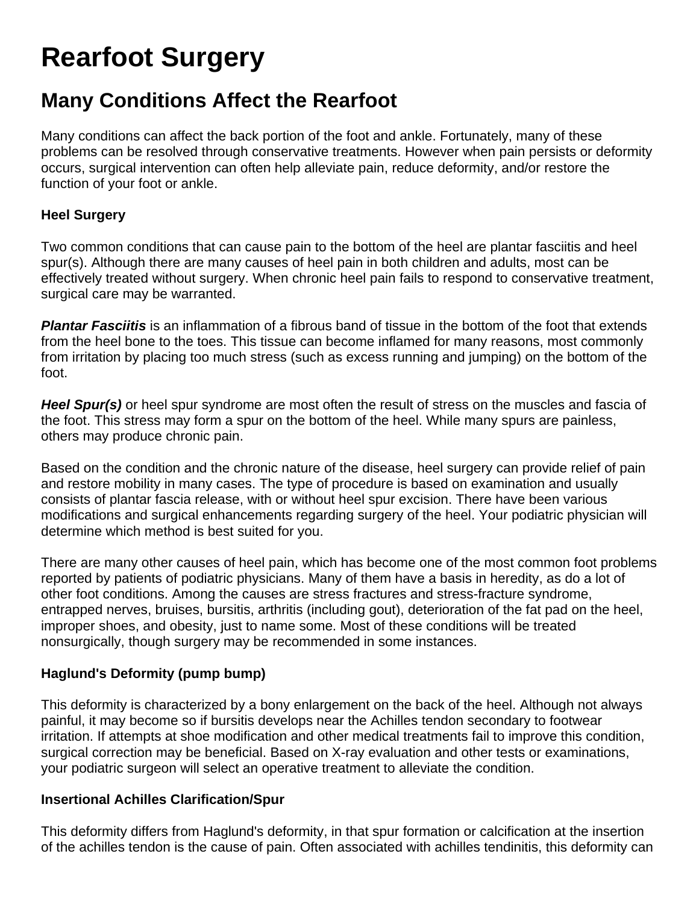# Rearfoot Surgery

## Many Conditions Affect the Rearfoot

Many conditions can affect the back portion of the foot and ankle. Fortunately, many of these problems can be resolved through conservative treatments. However when pain persists or deformity occurs, surgical intervention can often help alleviate pain, reduce deformity, and/or restore the function of your foot or ankle.

**Heel Surgery**

Two common conditions that can cause pain to the bottom of the heel are plantar fasciitis and heel spur(s). Although there are many causes of heel pain in both children and adults, most can be effectively treated without surgery. When chronic heel pain fails to respond to conservative treatment, surgical care may be warranted.

***Plantar Fasciitis*** is an inflammation of a fibrous band of tissue in the bottom of the foot that extends from the heel bone to the toes. This tissue can become inflamed for many reasons, most commonly from irritation by placing too much stress (such as excess running and jumping) on the bottom of the foot.

***Heel Spur(s)*** or heel spur syndrome are most often the result of stress on the muscles and fascia of the foot. This stress may form a spur on the bottom of the heel. While many spurs are painless, others may produce chronic pain.

Based on the condition and the chronic nature of the disease, heel surgery can provide relief of pain and restore mobility in many cases. The type of procedure is based on examination and usually consists of plantar fascia release, with or without heel spur excision. There have been various modifications and surgical enhancements regarding surgery of the heel. Your podiatric physician will determine which method is best suited for you.

There are many other causes of heel pain, which has become one of the most common foot problems reported by patients of podiatric physicians. Many of them have a basis in heredity, as do a lot of other foot conditions. Among the causes are stress fractures and stress-fracture syndrome, entrapped nerves, bruises, bursitis, arthritis (including gout), deterioration of the fat pad on the heel, improper shoes, and obesity, just to name some. Most of these conditions will be treated nonsurgically, though surgery may be recommended in some instances.

**Haglund's Deformity (pump bump)**

This deformity is characterized by a bony enlargement on the back of the heel. Although not always painful, it may become so if bursitis develops near the Achilles tendon secondary to footwear irritation. If attempts at shoe modification and other medical treatments fail to improve this condition, surgical correction may be beneficial. Based on X-ray evaluation and other tests or examinations, your podiatric surgeon will select an operative treatment to alleviate the condition.

**Insertional Achilles Clarification/Spur**

This deformity differs from Haglund's deformity, in that spur formation or calcification at the insertion of the achilles tendon is the cause of pain. Often associated with achilles tendinitis, this deformity can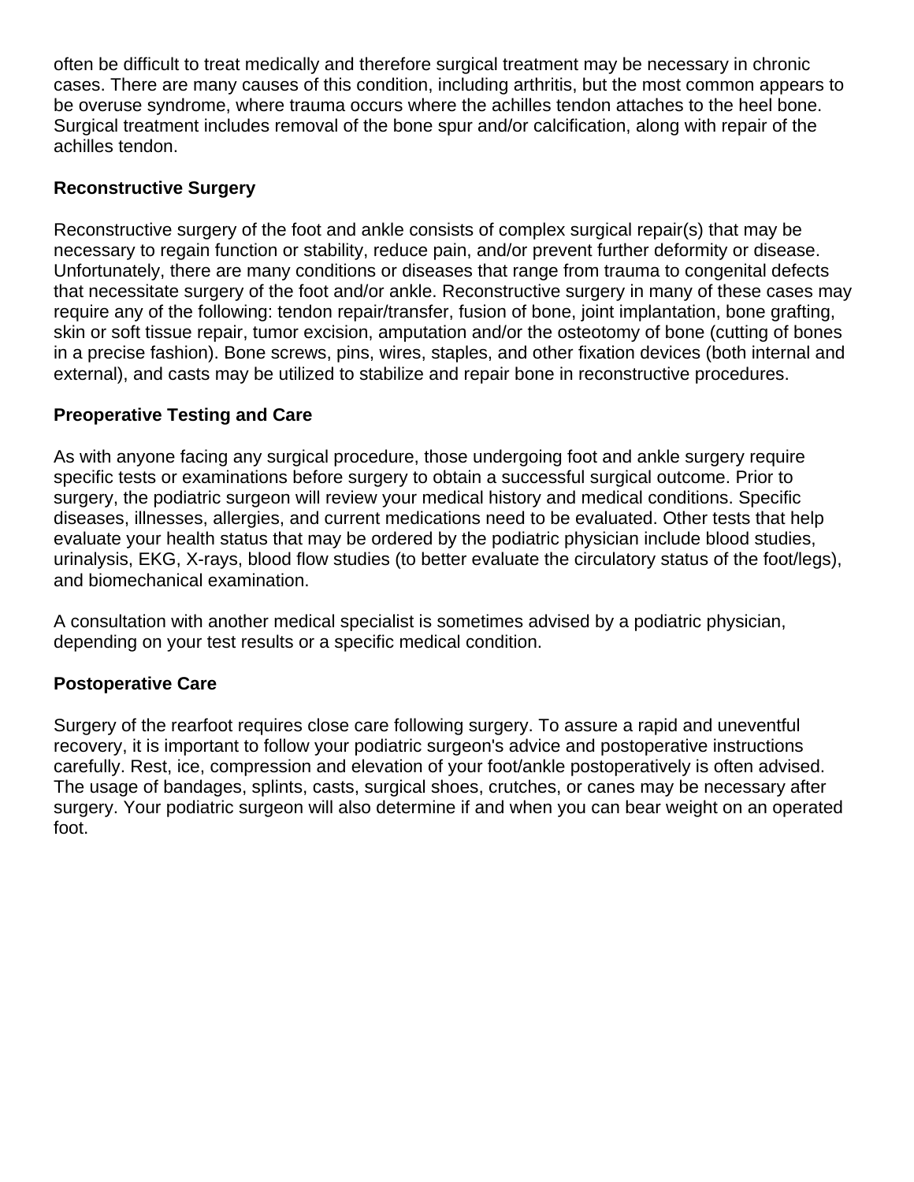often be difficult to treat medically and therefore surgical treatment may be necessary in chronic cases. There are many causes of this condition, including arthritis, but the most common appears to be overuse syndrome, where trauma occurs where the achilles tendon attaches to the heel bone. Surgical treatment includes removal of the bone spur and/or calcification, along with repair of the achilles tendon.

**Reconstructive Surgery**

Reconstructive surgery of the foot and ankle consists of complex surgical repair(s) that may be necessary to regain function or stability, reduce pain, and/or prevent further deformity or disease. Unfortunately, there are many conditions or diseases that range from trauma to congenital defects that necessitate surgery of the foot and/or ankle. Reconstructive surgery in many of these cases may require any of the following: tendon repair/transfer, fusion of bone, joint implantation, bone grafting, skin or soft tissue repair, tumor excision, amputation and/or the osteotomy of bone (cutting of bones in a precise fashion). Bone screws, pins, wires, staples, and other fixation devices (both internal and external), and casts may be utilized to stabilize and repair bone in reconstructive procedures.

**Preoperative Testing and Care**

As with anyone facing any surgical procedure, those undergoing foot and ankle surgery require specific tests or examinations before surgery to obtain a successful surgical outcome. Prior to surgery, the podiatric surgeon will review your medical history and medical conditions. Specific diseases, illnesses, allergies, and current medications need to be evaluated. Other tests that help evaluate your health status that may be ordered by the podiatric physician include blood studies, urinalysis, EKG, X-rays, blood flow studies (to better evaluate the circulatory status of the foot/legs), and biomechanical examination.

A consultation with another medical specialist is sometimes advised by a podiatric physician, depending on your test results or a specific medical condition.

**Postoperative Care**

Surgery of the rearfoot requires close care following surgery. To assure a rapid and uneventful recovery, it is important to follow your podiatric surgeon's advice and postoperative instructions carefully. Rest, ice, compression and elevation of your foot/ankle postoperatively is often advised. The usage of bandages, splints, casts, surgical shoes, crutches, or canes may be necessary after surgery. Your podiatric surgeon will also determine if and when you can bear weight on an operated foot.